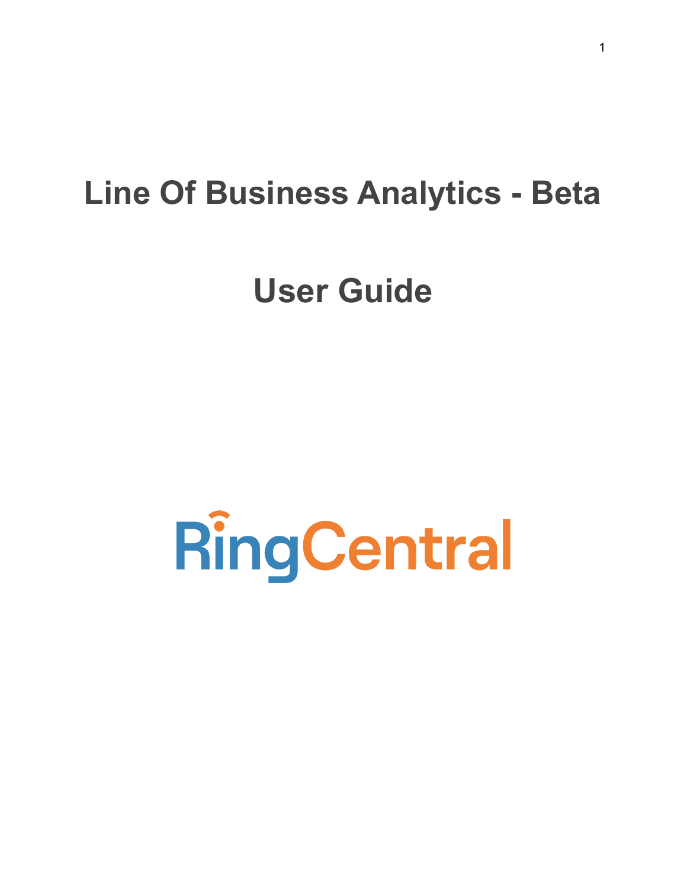# Line Of Business Analytics - Beta

# User Guide

RingCentral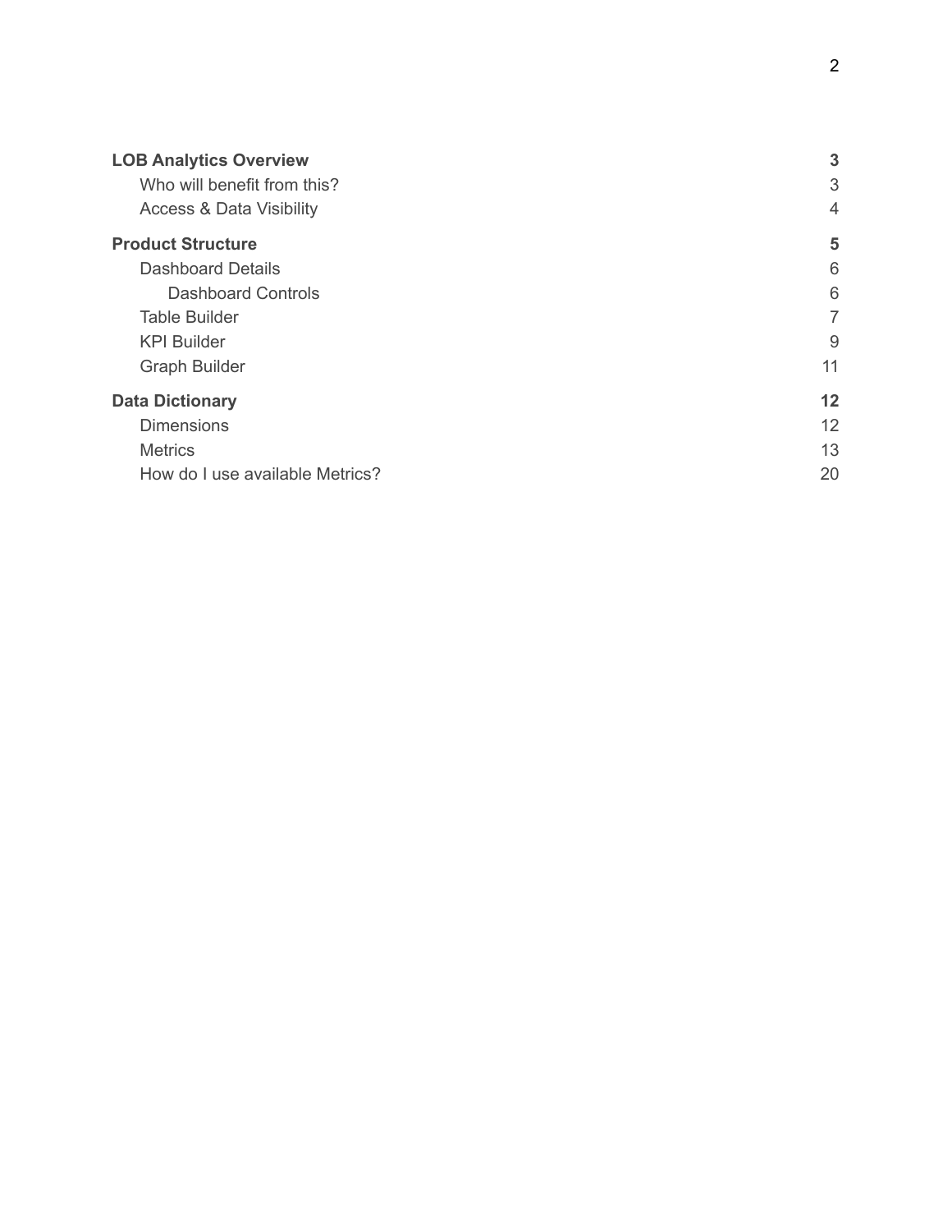**LOB Analytics Overview** — **3**

- Who will benefit from this? — 3
- Access & Data Visibility — 4

**Product Structure** — **5**

- Dashboard Details — 6
    - Dashboard Controls — 6
- Table Builder — 7
- KPI Builder — 9
- Graph Builder — 11

**Data Dictionary** — **12**

- Dimensions — 12
- Metrics — 13
- How do I use available Metrics? — 20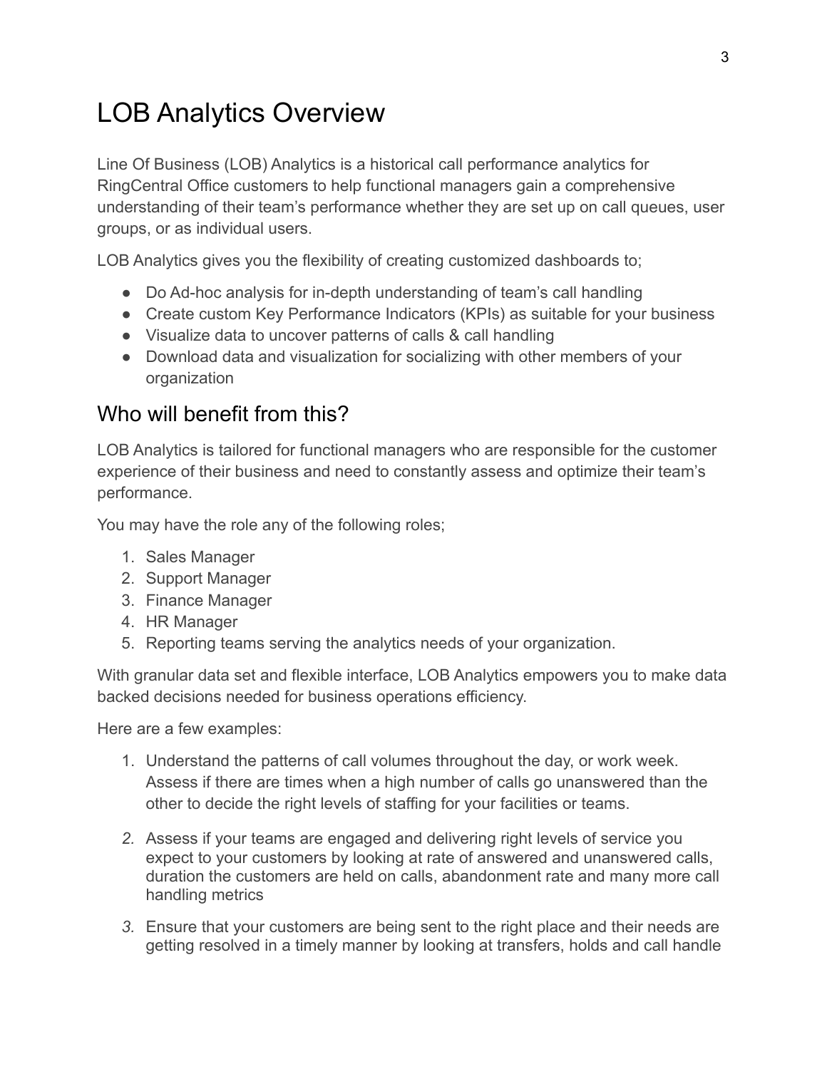# LOB Analytics Overview

Line Of Business (LOB) Analytics is a historical call performance analytics for RingCentral Office customers to help functional managers gain a comprehensive understanding of their team's performance whether they are set up on call queues, user groups, or as individual users.

LOB Analytics gives you the flexibility of creating customized dashboards to;

- Do Ad-hoc analysis for in-depth understanding of team's call handling
- Create custom Key Performance Indicators (KPIs) as suitable for your business
- Visualize data to uncover patterns of calls & call handling
- Download data and visualization for socializing with other members of your organization

## Who will benefit from this?

LOB Analytics is tailored for functional managers who are responsible for the customer experience of their business and need to constantly assess and optimize their team's performance.

You may have the role any of the following roles;

1. Sales Manager
2. Support Manager
3. Finance Manager
4. HR Manager
5. Reporting teams serving the analytics needs of your organization.

With granular data set and flexible interface, LOB Analytics empowers you to make data backed decisions needed for business operations efficiency.

Here are a few examples:

1. Understand the patterns of call volumes throughout the day, or work week. Assess if there are times when a high number of calls go unanswered than the other to decide the right levels of staffing for your facilities or teams.
2. Assess if your teams are engaged and delivering right levels of service you expect to your customers by looking at rate of answered and unanswered calls, duration the customers are held on calls, abandonment rate and many more call handling metrics
3. Ensure that your customers are being sent to the right place and their needs are getting resolved in a timely manner by looking at transfers, holds and call handle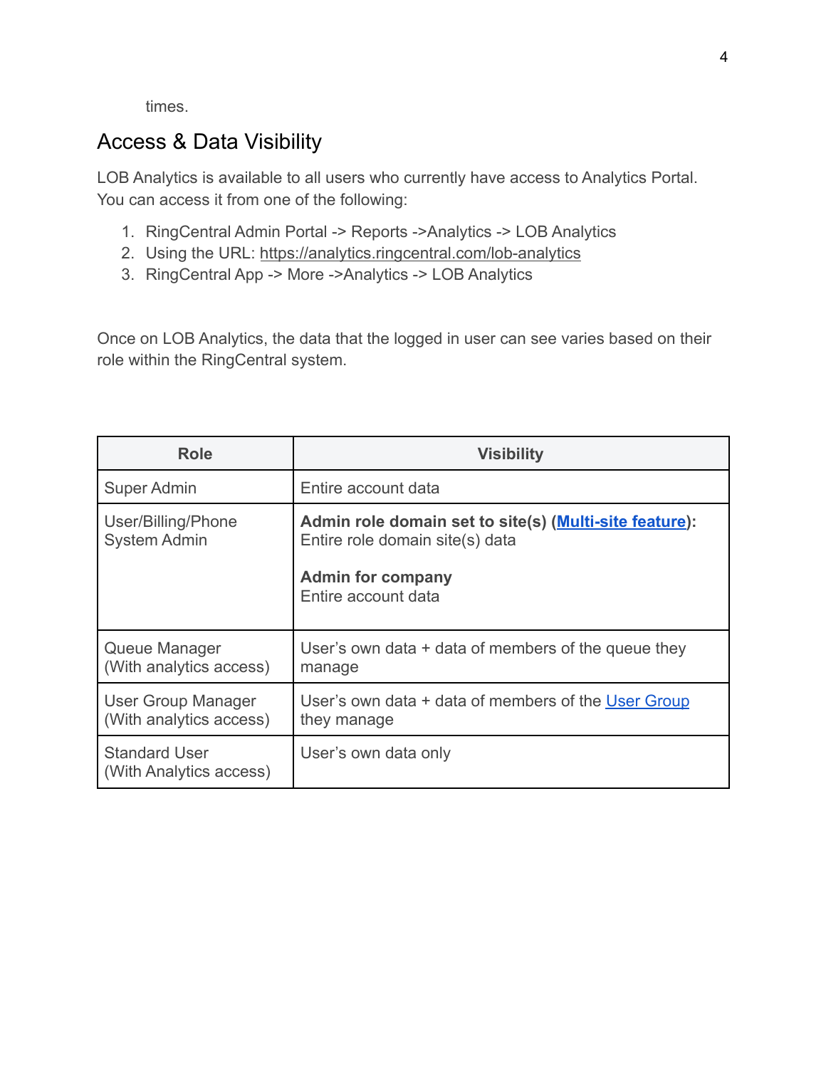times.

## Access & Data Visibility

LOB Analytics is available to all users who currently have access to Analytics Portal. You can access it from one of the following:

1. RingCentral Admin Portal -> Reports ->Analytics -> LOB Analytics
2. Using the URL: https://analytics.ringcentral.com/lob-analytics
3. RingCentral App -> More ->Analytics -> LOB Analytics

Once on LOB Analytics, the data that the logged in user can see varies based on their role within the RingCentral system.

| Role | Visibility |
| --- | --- |
| Super Admin | Entire account data |
| User/Billing/Phone System Admin | **Admin role domain set to site(s) (Multi-site feature):** Entire role domain site(s) data<br><br>**Admin for company** Entire account data |
| Queue Manager (With analytics access) | User's own data + data of members of the queue they manage |
| User Group Manager (With analytics access) | User's own data + data of members of the User Group they manage |
| Standard User (With Analytics access) | User's own data only |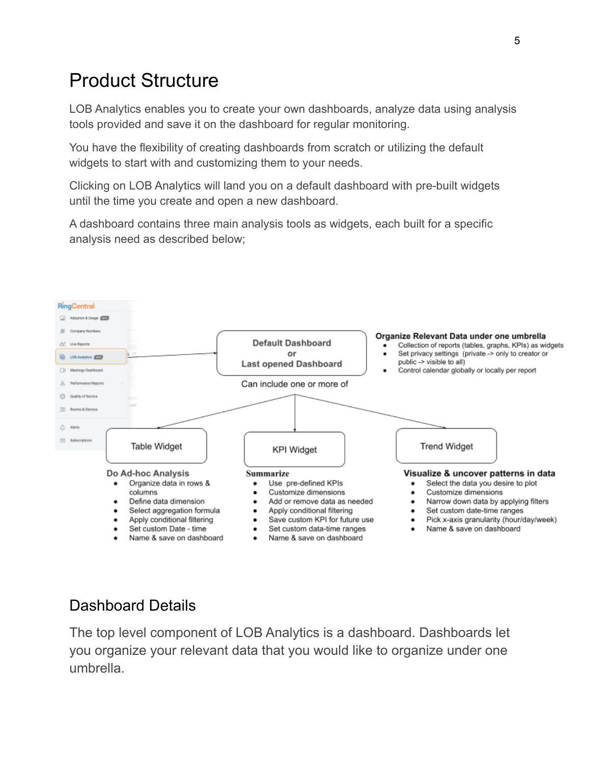# Product Structure

LOB Analytics enables you to create your own dashboards, analyze data using analysis tools provided and save it on the dashboard for regular monitoring.

You have the flexibility of creating dashboards from scratch or utilizing the default widgets to start with and customizing them to your needs.

Clicking on LOB Analytics will land you on a default dashboard with pre-built widgets until the time you create and open a new dashboard.

A dashboard contains three main analysis tools as widgets, each built for a specific analysis need as described below;

Default Dashboard
or
Last opened Dashboard

**Organize Relevant Data under one umbrella**

- Collection of reports (tables, graphs, KPIs) as widgets
- Set privacy settings (private -> only to creator or public -> visible to all)
- Control calendar globally or locally per report

Can include one or more of

Table Widget

**Do Ad-hoc Analysis**

- Organize data in rows & columns
- Define data dimension
- Select aggregation formula
- Apply conditional filtering
- Set custom Date - time
- Name & save on dashboard

KPI Widget

**Summarize**

- Use pre-defined KPIs
- Customize dimensions
- Add or remove data as needed
- Apply conditional filtering
- Save custom KPI for future use
- Set custom data-time ranges
- Name & save on dashboard

Trend Widget

**Visualize & uncover patterns in data**

- Select the data you desire to plot
- Customize dimensions
- Narrow down data by applying filters
- Set custom date-time ranges
- Pick x-axis granularity (hour/day/week)
- Name & save on dashboard

## Dashboard Details

The top level component of LOB Analytics is a dashboard. Dashboards let you organize your relevant data that you would like to organize under one umbrella.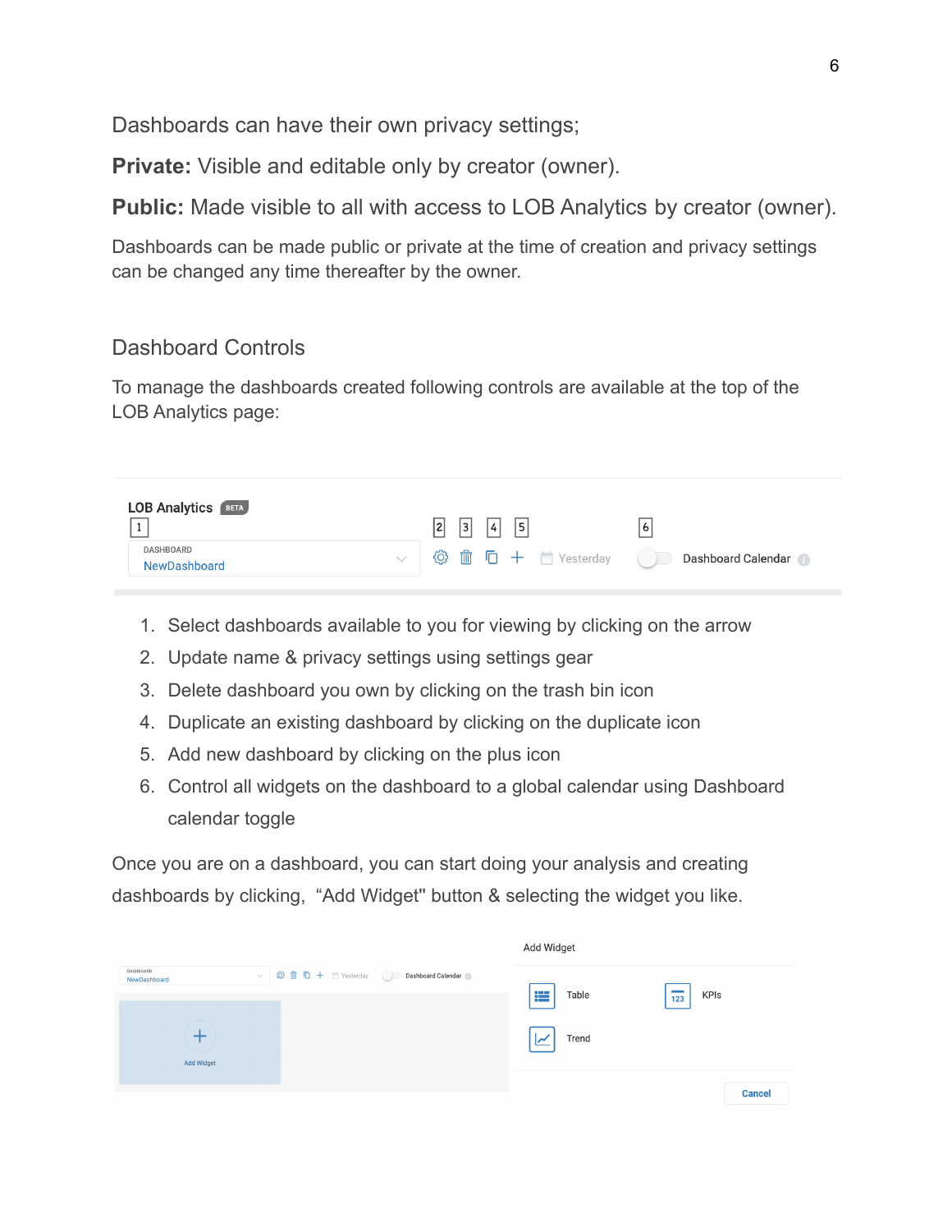Dashboards can have their own privacy settings;

**Private:** Visible and editable only by creator (owner).

**Public:** Made visible to all with access to LOB Analytics by creator (owner).

Dashboards can be made public or private at the time of creation and privacy settings can be changed any time thereafter by the owner.

## Dashboard Controls

To manage the dashboards created following controls are available at the top of the LOB Analytics page:

1. Select dashboards available to you for viewing by clicking on the arrow
2. Update name & privacy settings using settings gear
3. Delete dashboard you own by clicking on the trash bin icon
4. Duplicate an existing dashboard by clicking on the duplicate icon
5. Add new dashboard by clicking on the plus icon
6. Control all widgets on the dashboard to a global calendar using Dashboard calendar toggle

Once you are on a dashboard, you can start doing your analysis and creating dashboards by clicking, "Add Widget" button & selecting the widget you like.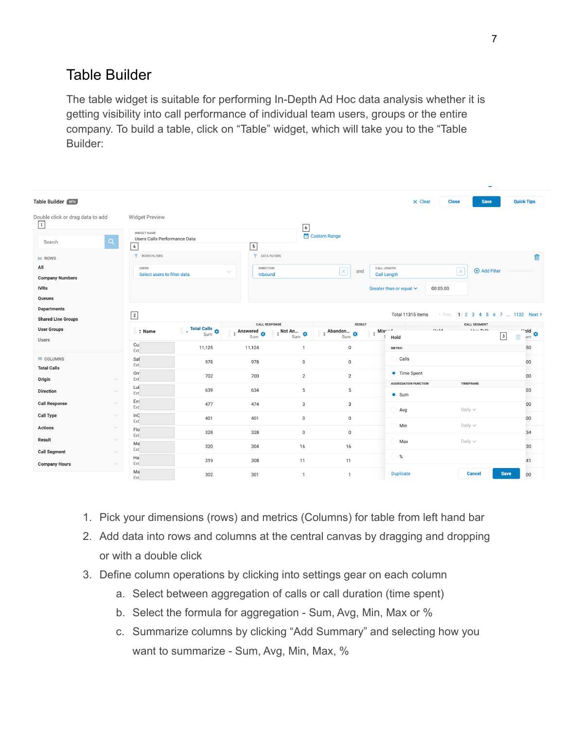# Table Builder

The table widget is suitable for performing In-Depth Ad Hoc data analysis whether it is getting visibility into call performance of individual team users, groups or the entire company. To build a table, click on "Table" widget, which will take you to the "Table Builder:

1. Pick your dimensions (rows) and metrics (Columns) for table from left hand bar
2. Add data into rows and columns at the central canvas by dragging and dropping or with a double click
3. Define column operations by clicking into settings gear on each column
   a. Select between aggregation of calls or call duration (time spent)
   b. Select the formula for aggregation - Sum, Avg, Min, Max or %
   c. Summarize columns by clicking "Add Summary" and selecting how you want to summarize - Sum, Avg, Min, Max, %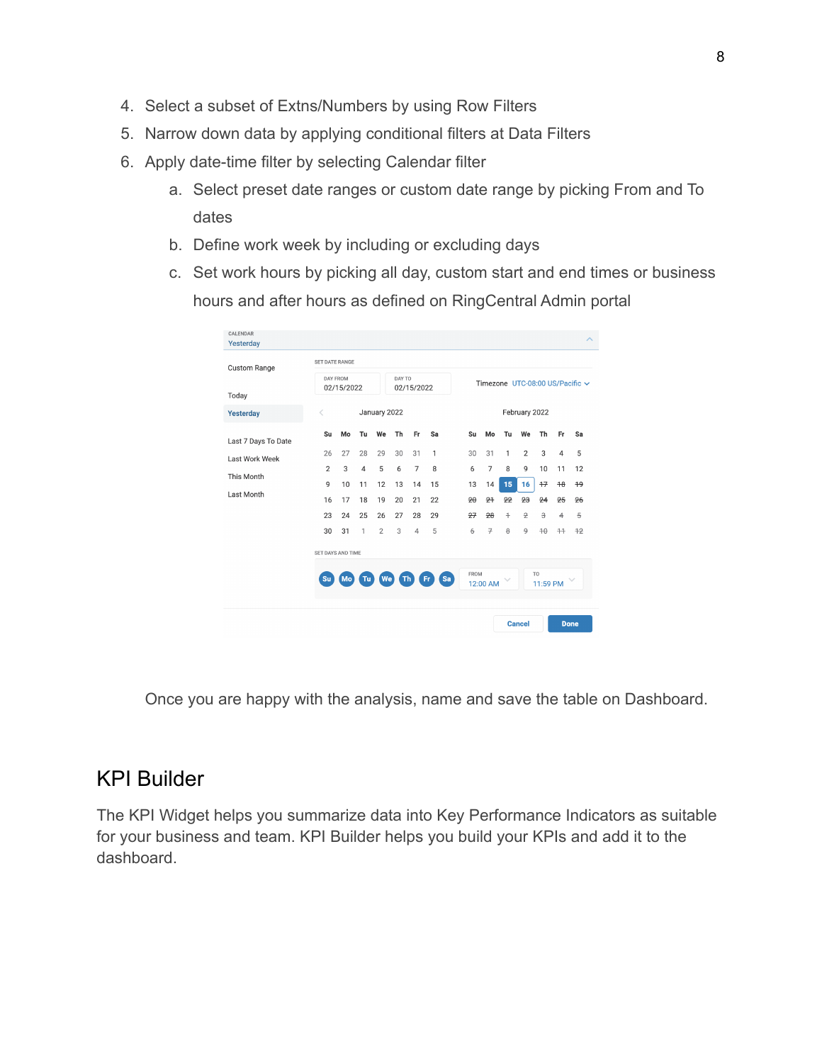4. Select a subset of Extns/Numbers by using Row Filters
5. Narrow down data by applying conditional filters at Data Filters
6. Apply date-time filter by selecting Calendar filter
    a. Select preset date ranges or custom date range by picking From and To dates
    b. Define work week by including or excluding days
    c. Set work hours by picking all day, custom start and end times or business hours and after hours as defined on RingCentral Admin portal

Once you are happy with the analysis, name and save the table on Dashboard.

## KPI Builder

The KPI Widget helps you summarize data into Key Performance Indicators as suitable for your business and team. KPI Builder helps you build your KPIs and add it to the dashboard.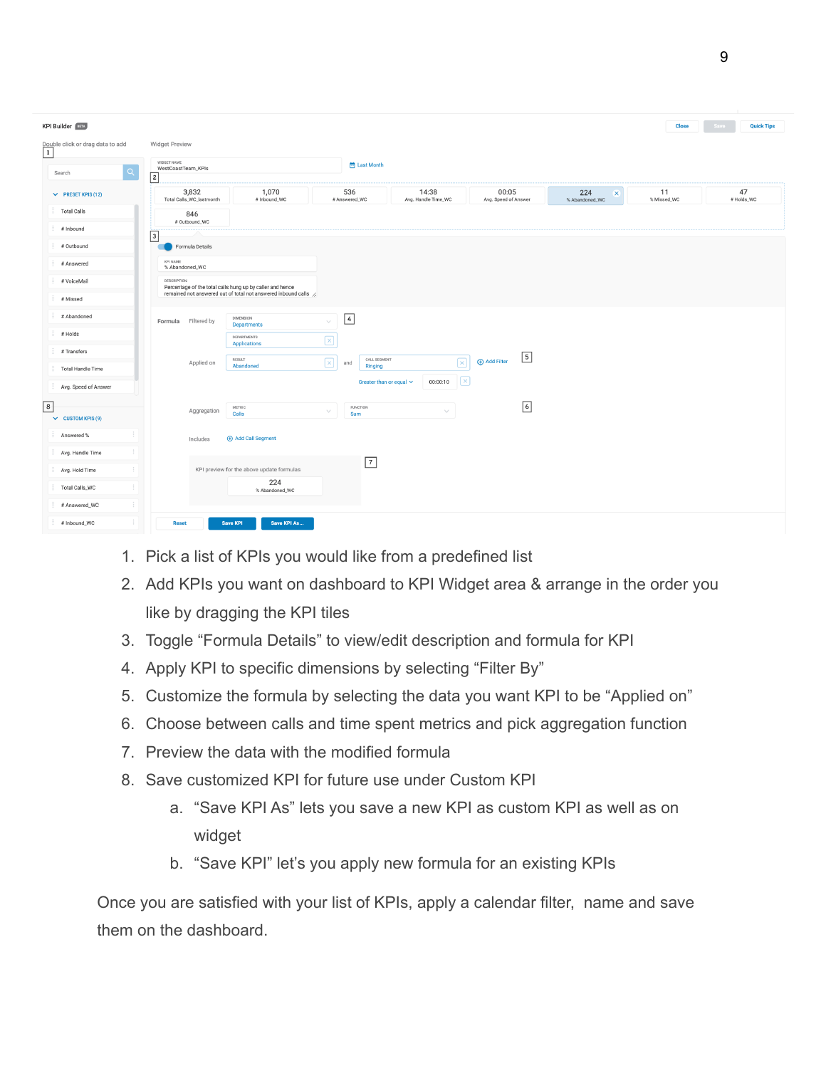1. Pick a list of KPIs you would like from a predefined list
2. Add KPIs you want on dashboard to KPI Widget area & arrange in the order you like by dragging the KPI tiles
3. Toggle "Formula Details" to view/edit description and formula for KPI
4. Apply KPI to specific dimensions by selecting "Filter By"
5. Customize the formula by selecting the data you want KPI to be "Applied on"
6. Choose between calls and time spent metrics and pick aggregation function
7. Preview the data with the modified formula
8. Save customized KPI for future use under Custom KPI
    a. "Save KPI As" lets you save a new KPI as custom KPI as well as on widget
    b. "Save KPI" let's you apply new formula for an existing KPIs

Once you are satisfied with your list of KPIs, apply a calendar filter, name and save them on the dashboard.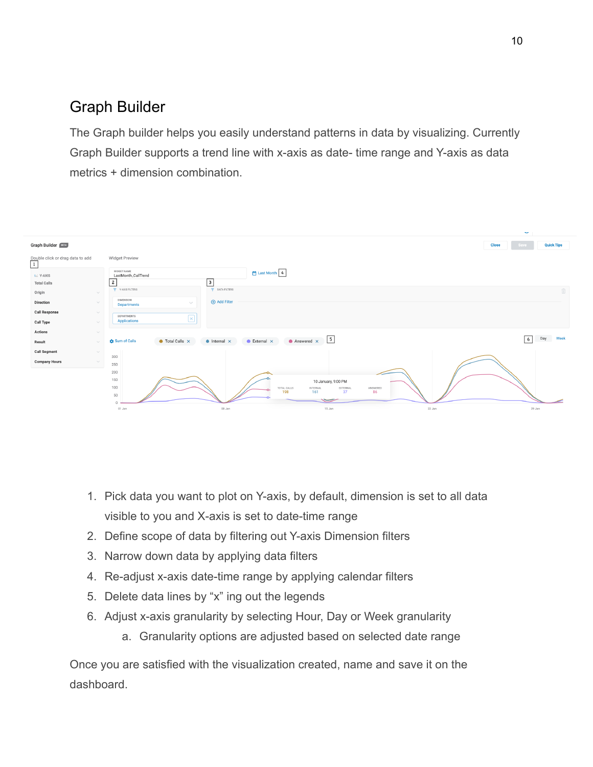## Graph Builder

The Graph builder helps you easily understand patterns in data by visualizing. Currently Graph Builder supports a trend line with x-axis as date- time range and Y-axis as data metrics + dimension combination.

1. Pick data you want to plot on Y-axis, by default, dimension is set to all data visible to you and X-axis is set to date-time range
2. Define scope of data by filtering out Y-axis Dimension filters
3. Narrow down data by applying data filters
4. Re-adjust x-axis date-time range by applying calendar filters
5. Delete data lines by “x” ing out the legends
6. Adjust x-axis granularity by selecting Hour, Day or Week granularity
   a. Granularity options are adjusted based on selected date range

Once you are satisfied with the visualization created, name and save it on the dashboard.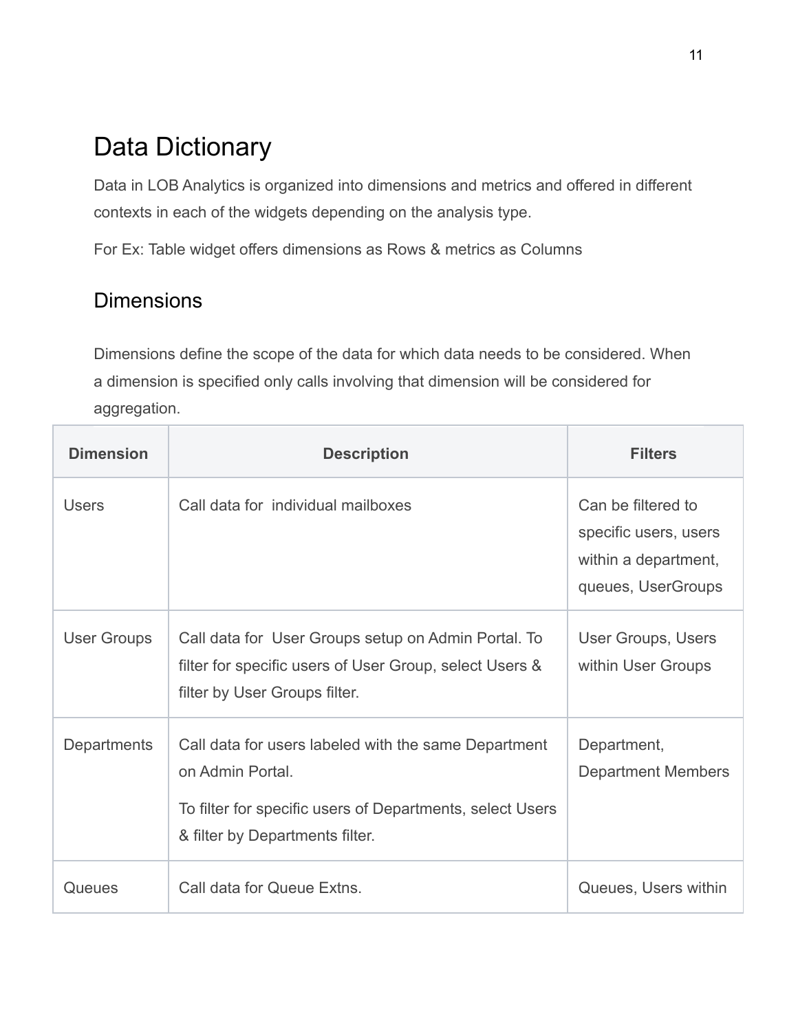# Data Dictionary

Data in LOB Analytics is organized into dimensions and metrics and offered in different contexts in each of the widgets depending on the analysis type.

For Ex: Table widget offers dimensions as Rows & metrics as Columns

## Dimensions

Dimensions define the scope of the data for which data needs to be considered. When a dimension is specified only calls involving that dimension will be considered for aggregation.

| Dimension | Description | Filters |
| --- | --- | --- |
| Users | Call data for individual mailboxes | Can be filtered to specific users, users within a department, queues, UserGroups |
| User Groups | Call data for User Groups setup on Admin Portal. To filter for specific users of User Group, select Users & filter by User Groups filter. | User Groups, Users within User Groups |
| Departments | Call data for users labeled with the same Department on Admin Portal.<br><br>To filter for specific users of Departments, select Users & filter by Departments filter. | Department, Department Members |
| Queues | Call data for Queue Extns. | Queues, Users within |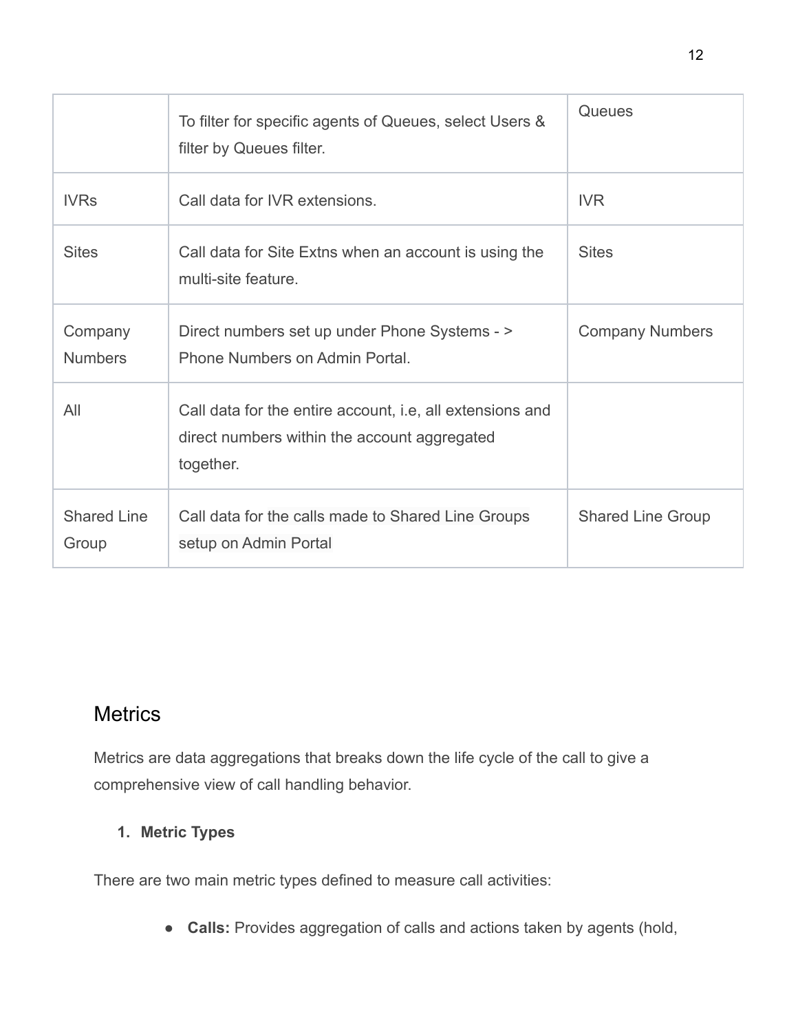| | | |
|---|---|---|
| | To filter for specific agents of Queues, select Users & filter by Queues filter. | Queues |
| IVRs | Call data for IVR extensions. | IVR |
| Sites | Call data for Site Extns when an account is using the multi-site feature. | Sites |
| Company Numbers | Direct numbers set up under Phone Systems - > Phone Numbers on Admin Portal. | Company Numbers |
| All | Call data for the entire account, i.e, all extensions and direct numbers within the account aggregated together. | |
| Shared Line Group | Call data for the calls made to Shared Line Groups setup on Admin Portal | Shared Line Group |

## Metrics

Metrics are data aggregations that breaks down the life cycle of the call to give a comprehensive view of call handling behavior.

1. **Metric Types**

There are two main metric types defined to measure call activities:

- **Calls:** Provides aggregation of calls and actions taken by agents (hold,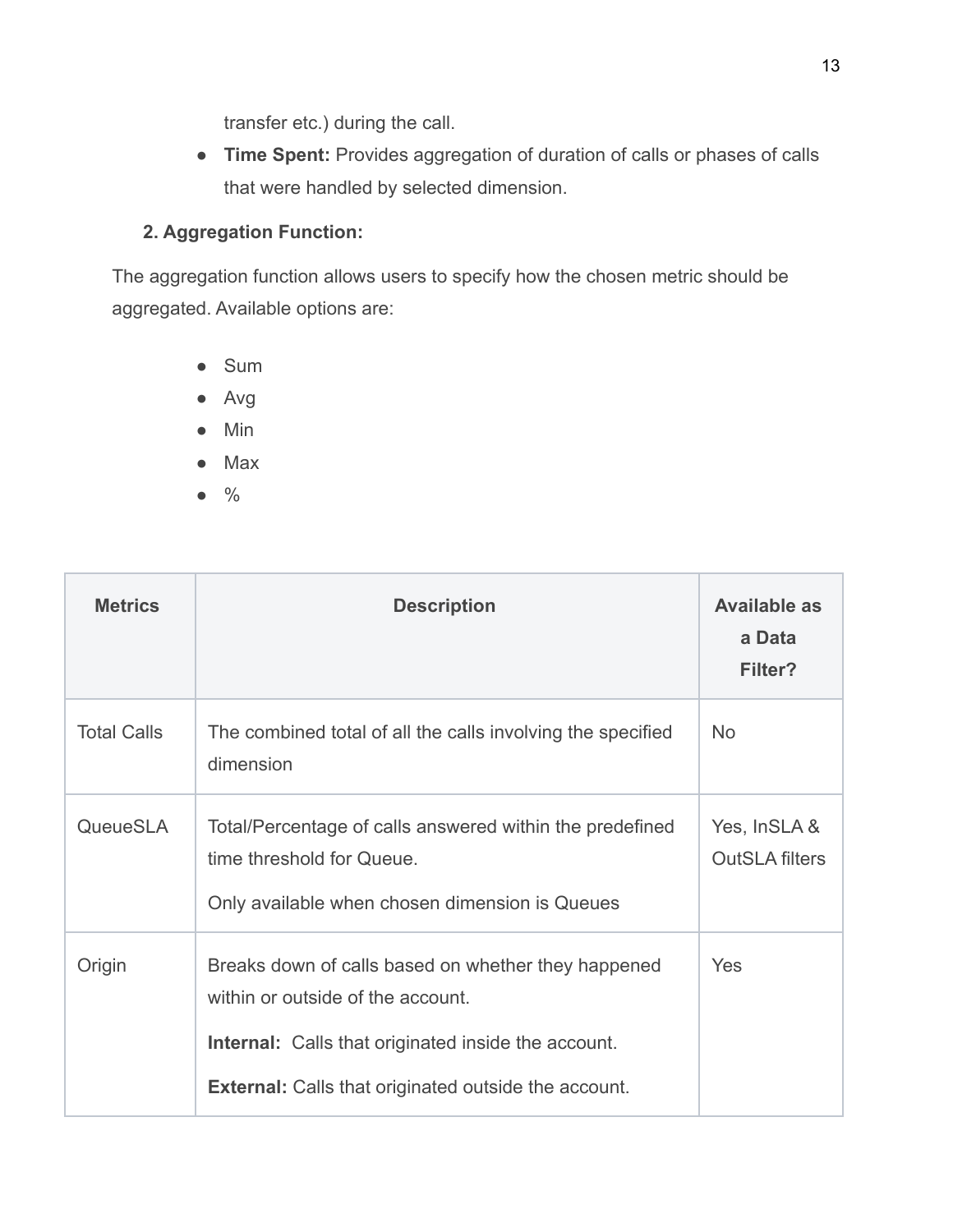transfer etc.) during the call.

- **Time Spent:** Provides aggregation of duration of calls or phases of calls that were handled by selected dimension.

**2. Aggregation Function:**

The aggregation function allows users to specify how the chosen metric should be aggregated. Available options are:

- Sum
- Avg
- Min
- Max
- %

| Metrics | Description | Available as a Data Filter? |
|---|---|---|
| Total Calls | The combined total of all the calls involving the specified dimension | No |
| QueueSLA | Total/Percentage of calls answered within the predefined time threshold for Queue.<br><br>Only available when chosen dimension is Queues | Yes, InSLA & OutSLA filters |
| Origin | Breaks down of calls based on whether they happened within or outside of the account.<br><br>**Internal:** Calls that originated inside the account.<br><br>**External:** Calls that originated outside the account. | Yes |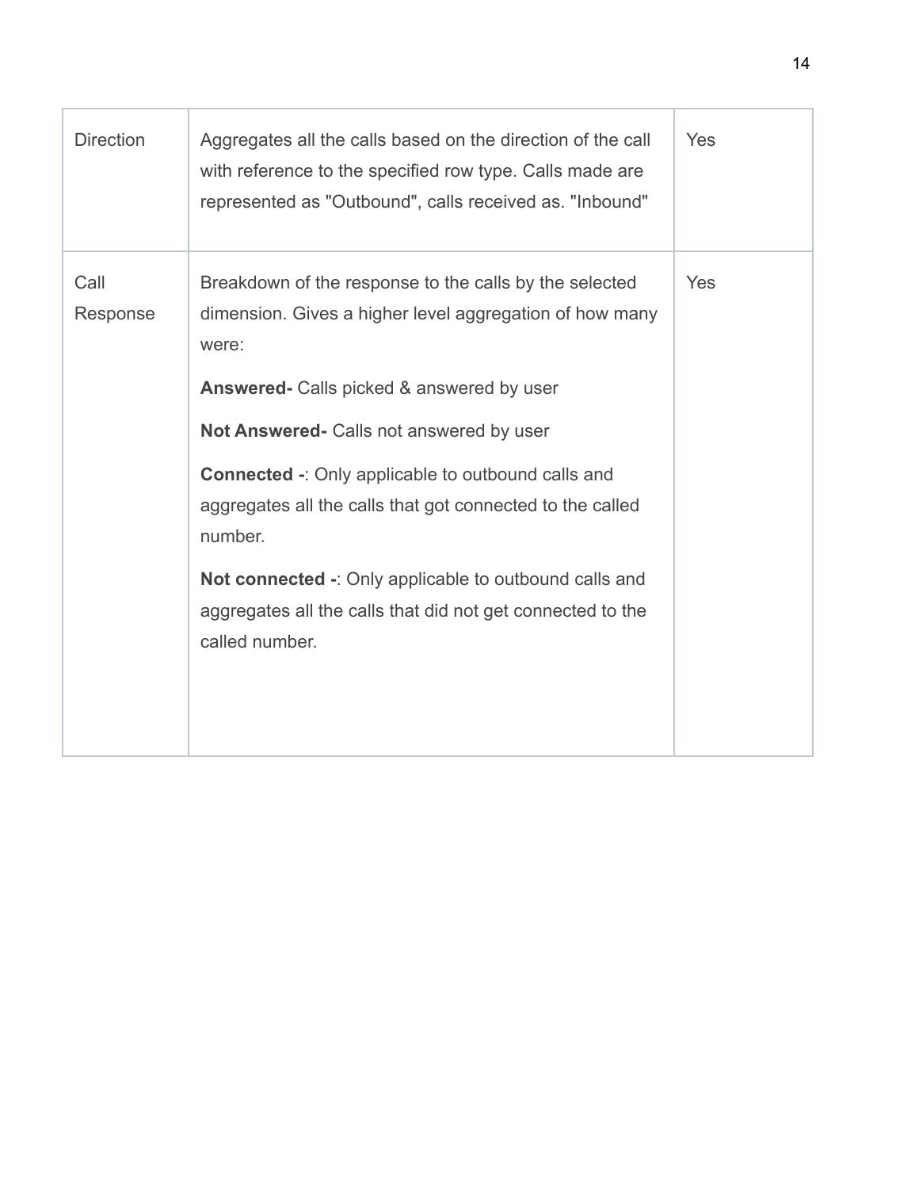| | | |
|---|---|---|
| Direction | Aggregates all the calls based on the direction of the call with reference to the specified row type. Calls made are represented as "Outbound", calls received as. "Inbound" | Yes |
| Call Response | Breakdown of the response to the calls by the selected dimension. Gives a higher level aggregation of how many were:<br><br>**Answered-** Calls picked & answered by user<br><br>**Not Answered-** Calls not answered by user<br><br>**Connected -**: Only applicable to outbound calls and aggregates all the calls that got connected to the called number.<br><br>**Not connected -**: Only applicable to outbound calls and aggregates all the calls that did not get connected to the called number. | Yes |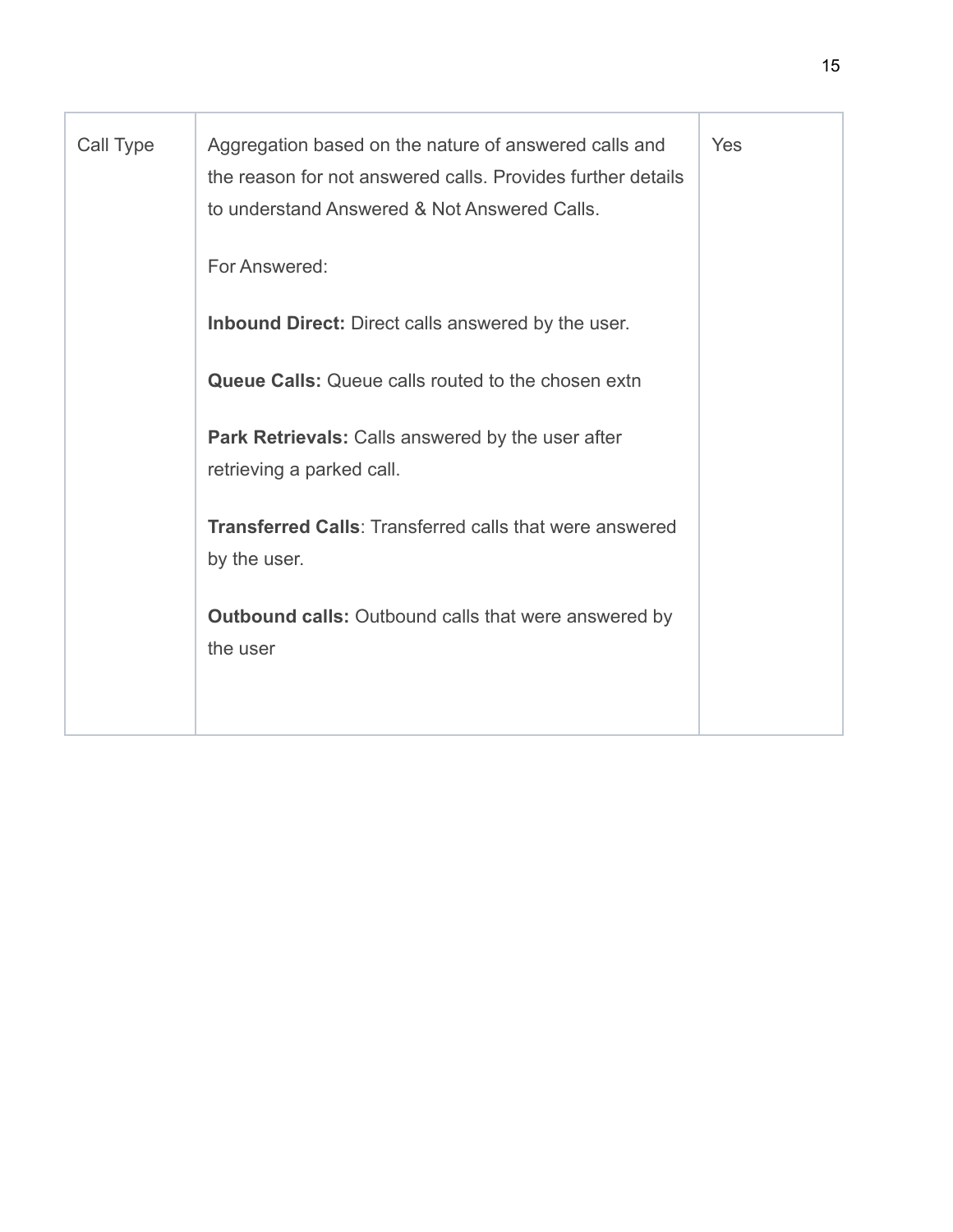| | | |
|---|---|---|
| Call Type | Aggregation based on the nature of answered calls and the reason for not answered calls. Provides further details to understand Answered & Not Answered Calls.<br><br>For Answered:<br><br>**Inbound Direct:** Direct calls answered by the user.<br><br>**Queue Calls:** Queue calls routed to the chosen extn<br><br>**Park Retrievals:** Calls answered by the user after retrieving a parked call.<br><br>**Transferred Calls**: Transferred calls that were answered by the user.<br><br>**Outbound calls:** Outbound calls that were answered by the user | Yes |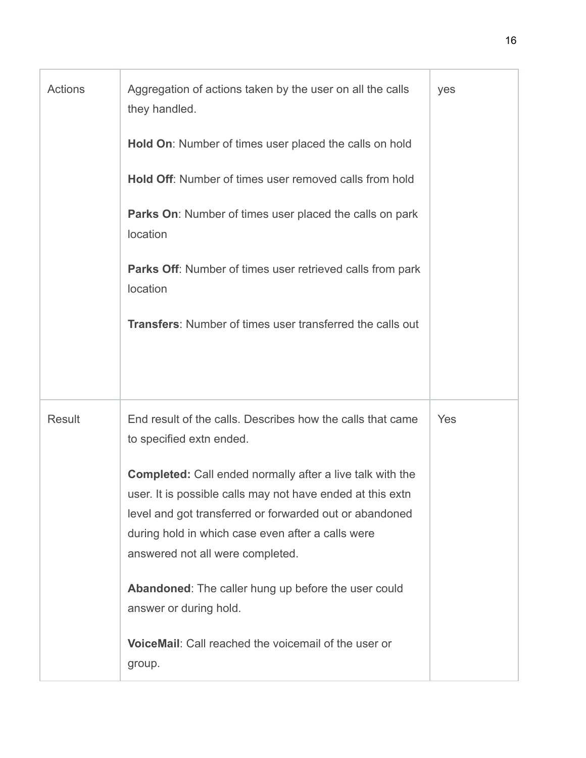| | | |
|---|---|---|
| Actions | Aggregation of actions taken by the user on all the calls they handled.<br><br>**Hold On**: Number of times user placed the calls on hold<br><br>**Hold Off**: Number of times user removed calls from hold<br><br>**Parks On**: Number of times user placed the calls on park location<br><br>**Parks Off**: Number of times user retrieved calls from park location<br><br>**Transfers**: Number of times user transferred the calls out | yes |
| Result | End result of the calls. Describes how the calls that came to specified extn ended.<br><br>**Completed:** Call ended normally after a live talk with the user. It is possible calls may not have ended at this extn level and got transferred or forwarded out or abandoned during hold in which case even after a calls were answered not all were completed.<br><br>**Abandoned**: The caller hung up before the user could answer or during hold.<br><br>**VoiceMail**: Call reached the voicemail of the user or group. | Yes |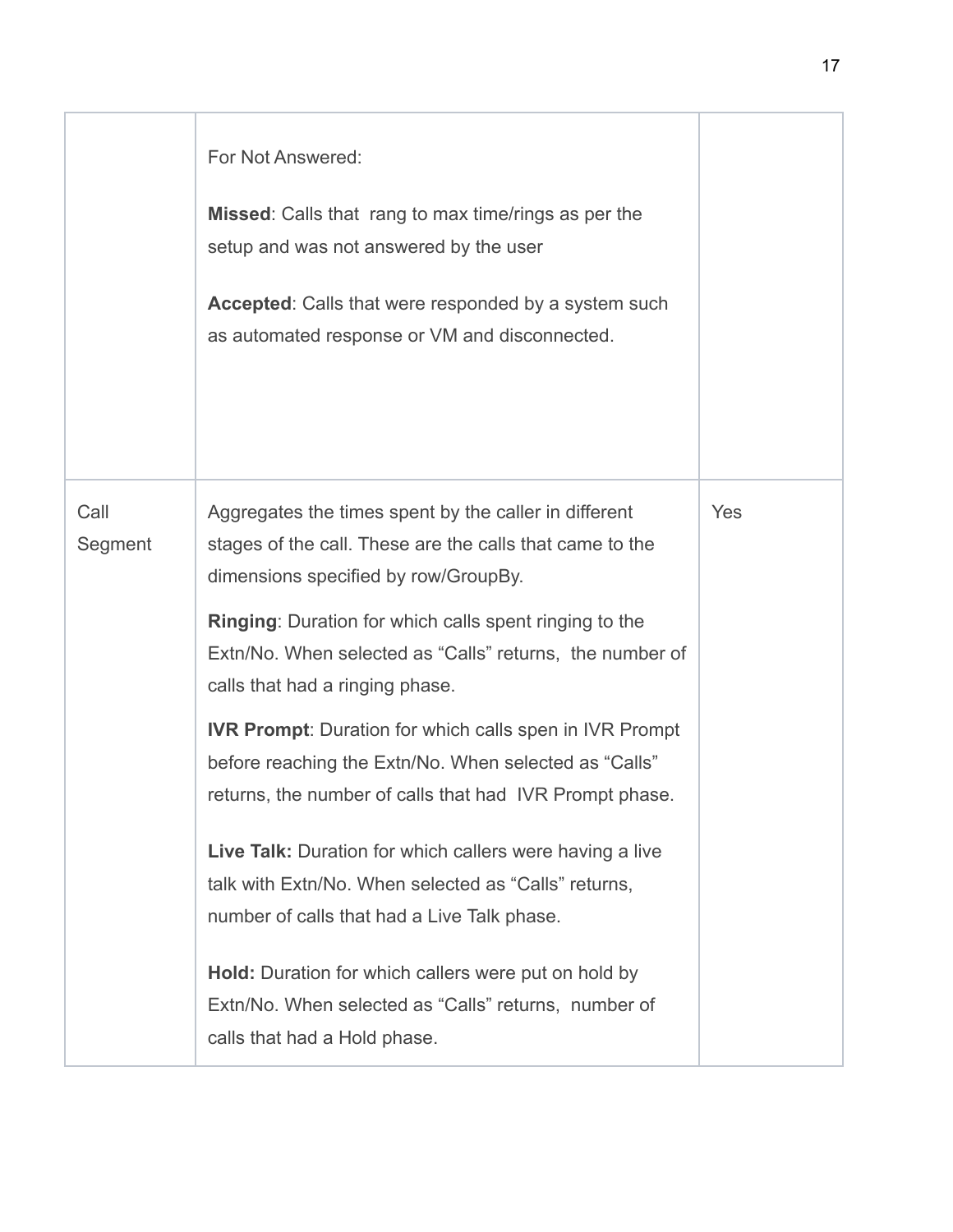| | | |
|---|---|---|
| | For Not Answered:<br><br>**Missed**: Calls that rang to max time/rings as per the setup and was not answered by the user<br><br>**Accepted**: Calls that were responded by a system such as automated response or VM and disconnected. | |
| Call Segment | Aggregates the times spent by the caller in different stages of the call. These are the calls that came to the dimensions specified by row/GroupBy.<br><br>**Ringing**: Duration for which calls spent ringing to the Extn/No. When selected as “Calls” returns, the number of calls that had a ringing phase.<br><br>**IVR Prompt**: Duration for which calls spen in IVR Prompt before reaching the Extn/No. When selected as “Calls” returns, the number of calls that had IVR Prompt phase.<br><br>**Live Talk:** Duration for which callers were having a live talk with Extn/No. When selected as “Calls” returns, number of calls that had a Live Talk phase.<br><br>**Hold:** Duration for which callers were put on hold by Extn/No. When selected as “Calls” returns, number of calls that had a Hold phase. | Yes |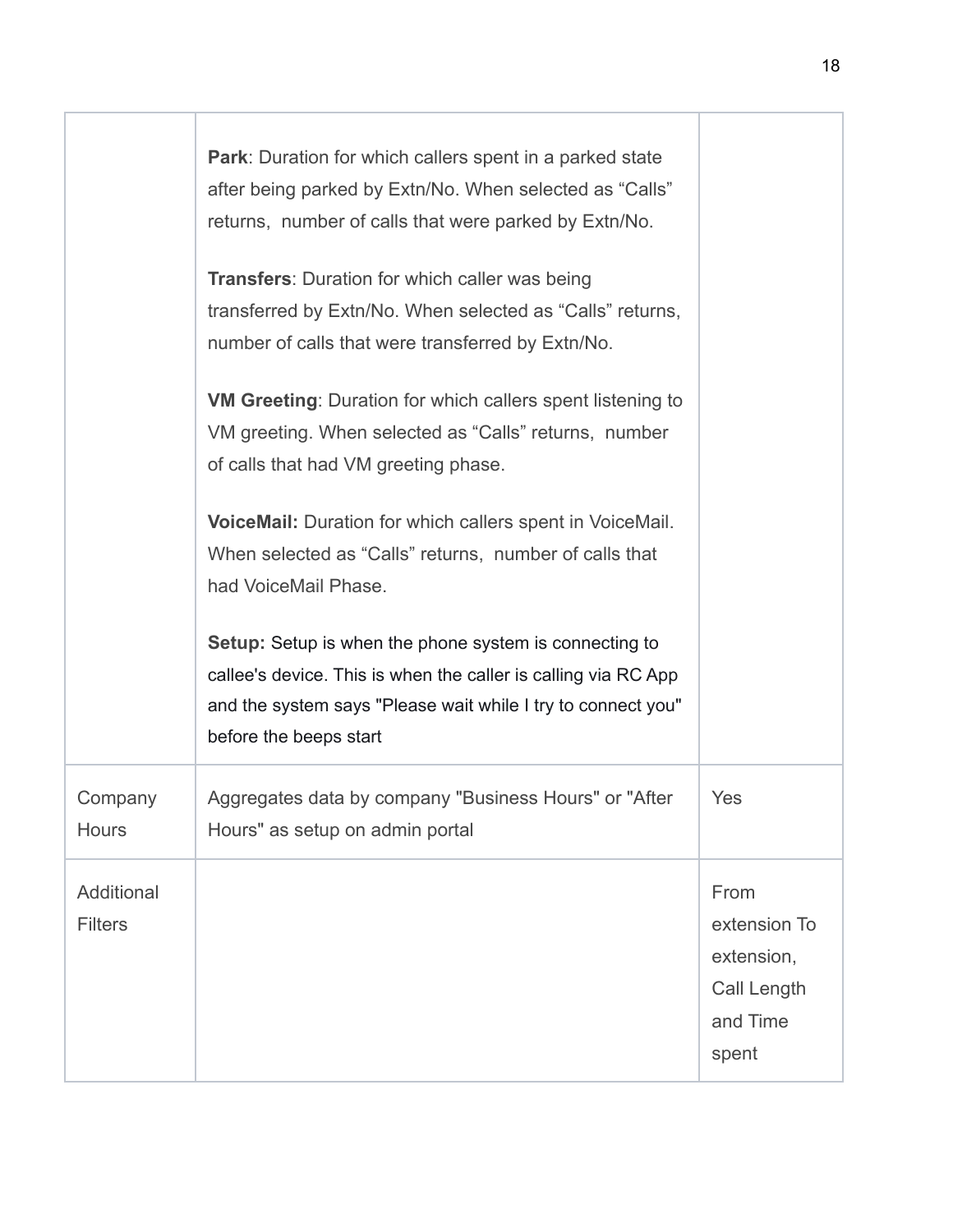| | | |
|---|---|---|
| | **Park**: Duration for which callers spent in a parked state after being parked by Extn/No. When selected as "Calls" returns, number of calls that were parked by Extn/No.<br><br>**Transfers**: Duration for which caller was being transferred by Extn/No. When selected as "Calls" returns, number of calls that were transferred by Extn/No.<br><br>**VM Greeting**: Duration for which callers spent listening to VM greeting. When selected as "Calls" returns, number of calls that had VM greeting phase.<br><br>**VoiceMail:** Duration for which callers spent in VoiceMail. When selected as "Calls" returns, number of calls that had VoiceMail Phase.<br><br>**Setup:** Setup is when the phone system is connecting to callee's device. This is when the caller is calling via RC App and the system says "Please wait while I try to connect you" before the beeps start | |
| Company Hours | Aggregates data by company "Business Hours" or "After Hours" as setup on admin portal | Yes |
| Additional Filters | | From extension To extension, Call Length and Time spent |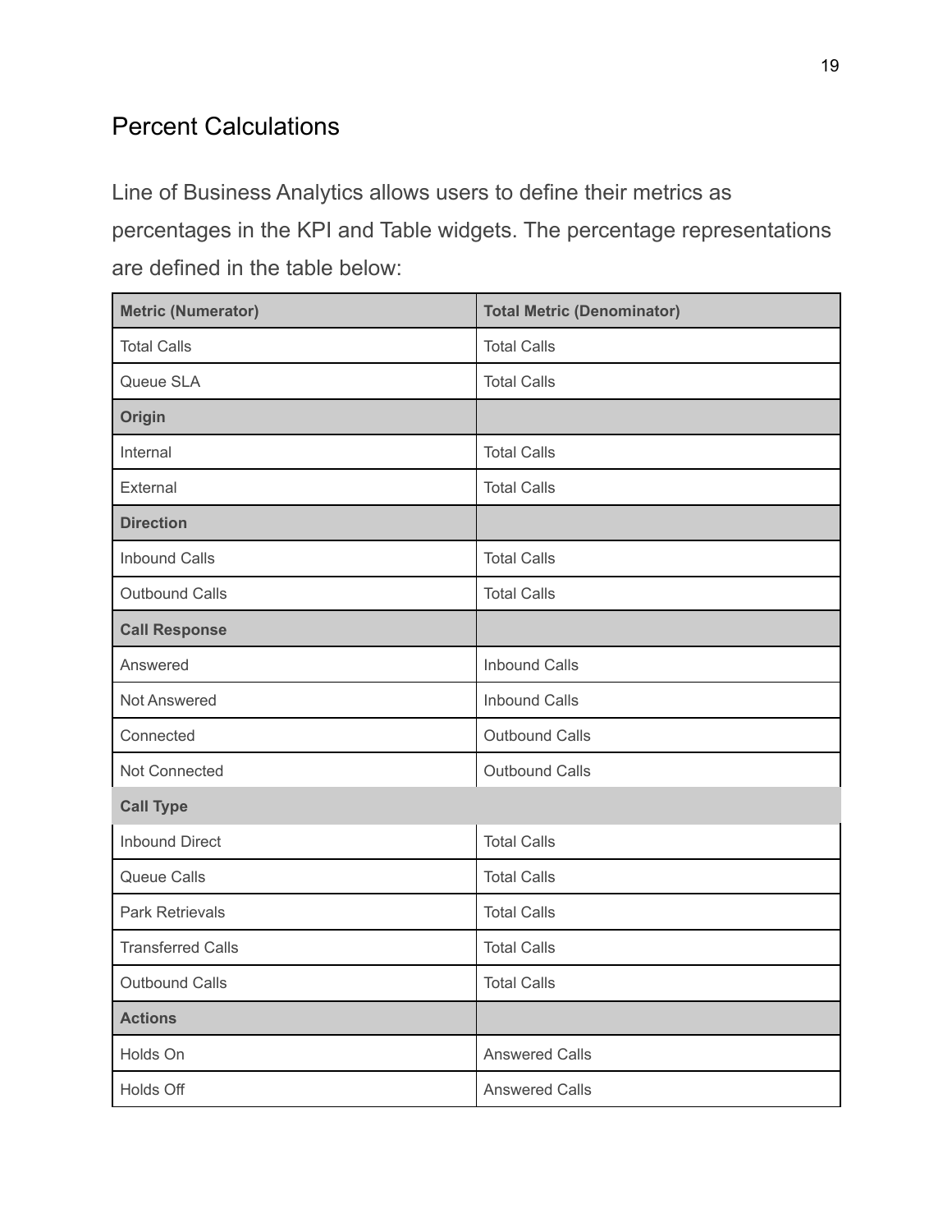## Percent Calculations

Line of Business Analytics allows users to define their metrics as percentages in the KPI and Table widgets. The percentage representations are defined in the table below:

| Metric (Numerator) | Total Metric (Denominator) |
|---|---|
| Total Calls | Total Calls |
| Queue SLA | Total Calls |
| **Origin** | |
| Internal | Total Calls |
| External | Total Calls |
| **Direction** | |
| Inbound Calls | Total Calls |
| Outbound Calls | Total Calls |
| **Call Response** | |
| Answered | Inbound Calls |
| Not Answered | Inbound Calls |
| Connected | Outbound Calls |
| Not Connected | Outbound Calls |
| **Call Type** | |
| Inbound Direct | Total Calls |
| Queue Calls | Total Calls |
| Park Retrievals | Total Calls |
| Transferred Calls | Total Calls |
| Outbound Calls | Total Calls |
| **Actions** | |
| Holds On | Answered Calls |
| Holds Off | Answered Calls |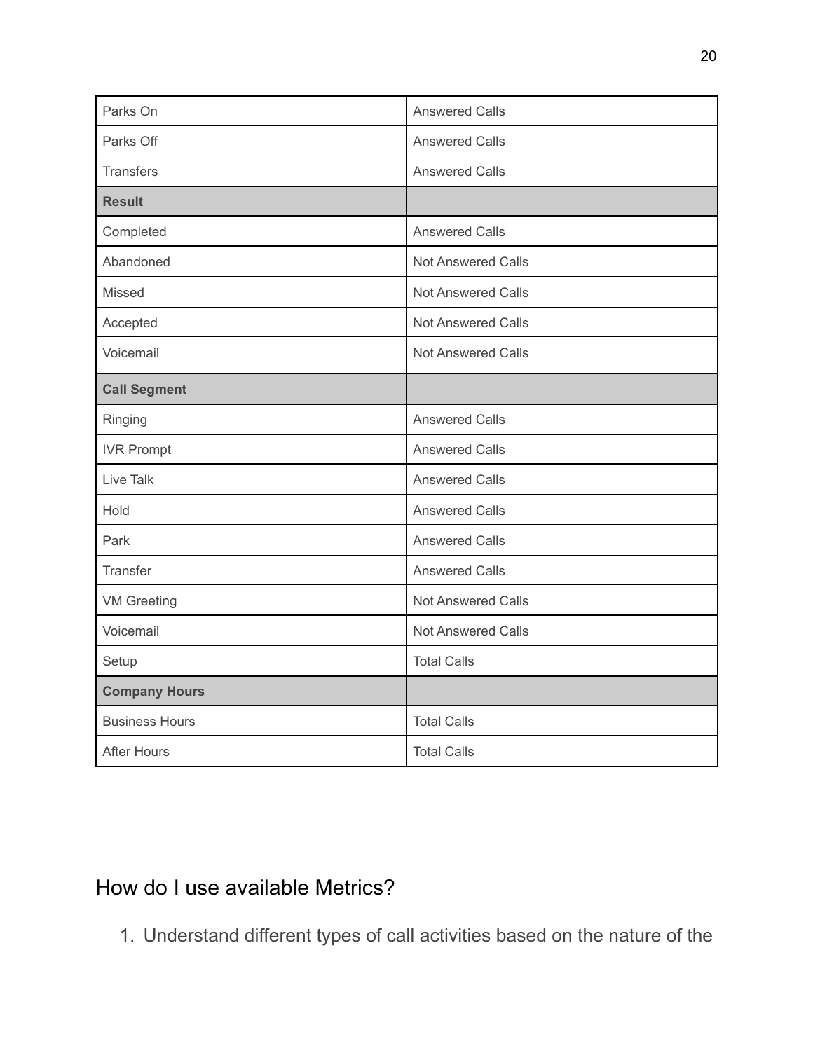| Parks On | Answered Calls |
|---|---|
| Parks Off | Answered Calls |
| Transfers | Answered Calls |
| **Result** | |
| Completed | Answered Calls |
| Abandoned | Not Answered Calls |
| Missed | Not Answered Calls |
| Accepted | Not Answered Calls |
| Voicemail | Not Answered Calls |
| **Call Segment** | |
| Ringing | Answered Calls |
| IVR Prompt | Answered Calls |
| Live Talk | Answered Calls |
| Hold | Answered Calls |
| Park | Answered Calls |
| Transfer | Answered Calls |
| VM Greeting | Not Answered Calls |
| Voicemail | Not Answered Calls |
| Setup | Total Calls |
| **Company Hours** | |
| Business Hours | Total Calls |
| After Hours | Total Calls |

## How do I use available Metrics?

1. Understand different types of call activities based on the nature of the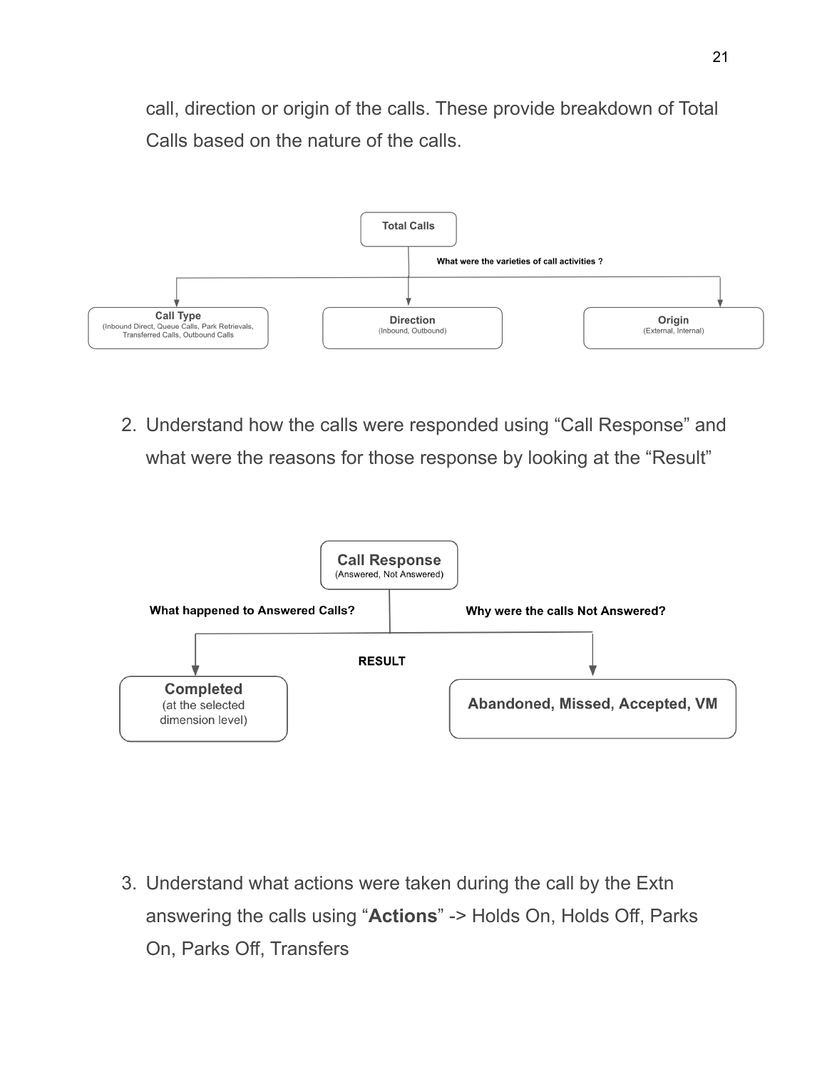call, direction or origin of the calls. These provide breakdown of Total Calls based on the nature of the calls.

**Total Calls**

What were the varieties of call activities ?

- **Call Type** (Inbound Direct, Queue Calls, Park Retrievals, Transferred Calls, Outbound Calls
- **Direction** (Inbound, Outbound)
- **Origin** (External, Internal)

2. Understand how the calls were responded using “Call Response” and what were the reasons for those response by looking at the “Result”

**Call Response** (Answered, Not Answered)

**RESULT**

- **What happened to Answered Calls?** → **Completed** (at the selected dimension level)
- **Why were the calls Not Answered?** → **Abandoned, Missed, Accepted, VM**

3. Understand what actions were taken during the call by the Extn answering the calls using “**Actions**” -> Holds On, Holds Off, Parks On, Parks Off, Transfers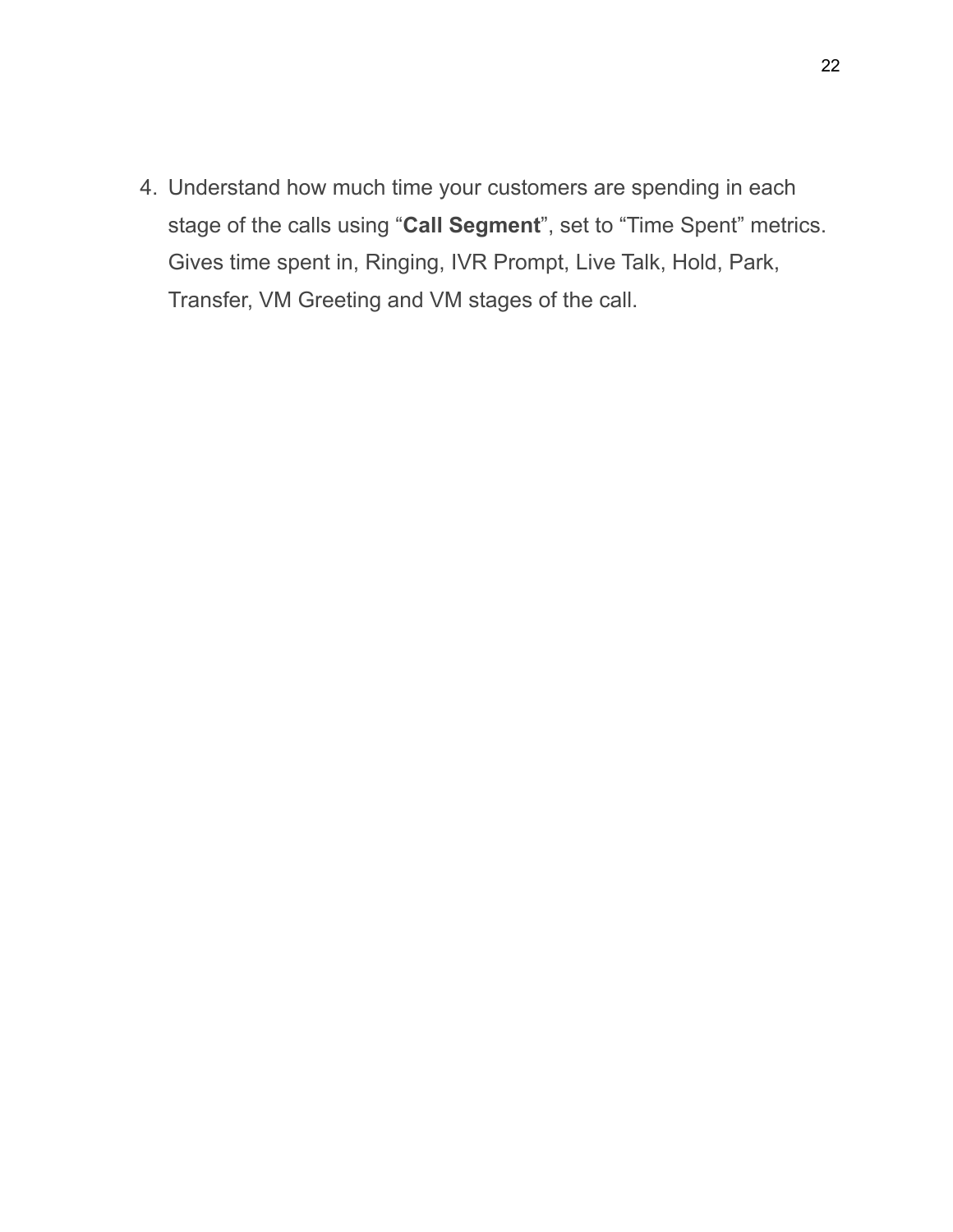4. Understand how much time your customers are spending in each stage of the calls using "**Call Segment**", set to "Time Spent" metrics. Gives time spent in, Ringing, IVR Prompt, Live Talk, Hold, Park, Transfer, VM Greeting and VM stages of the call.